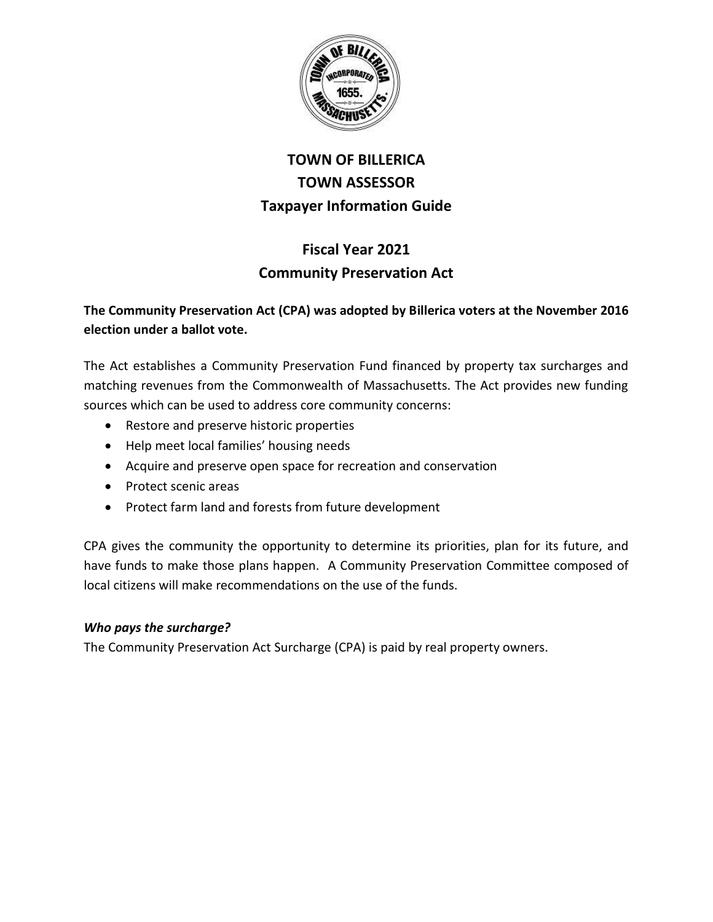# TOWN OF BILLERICA
# TOWN ASSESSOR
# Taxpayer Information Guide

## Fiscal Year 2021
## Community Preservation Act

**The Community Preservation Act (CPA) was adopted by Billerica voters at the November 2016 election under a ballot vote.**

The Act establishes a Community Preservation Fund financed by property tax surcharges and matching revenues from the Commonwealth of Massachusetts. The Act provides new funding sources which can be used to address core community concerns:

- Restore and preserve historic properties
- Help meet local families' housing needs
- Acquire and preserve open space for recreation and conservation
- Protect scenic areas
- Protect farm land and forests from future development

CPA gives the community the opportunity to determine its priorities, plan for its future, and have funds to make those plans happen. A Community Preservation Committee composed of local citizens will make recommendations on the use of the funds.

### *Who pays the surcharge?*

The Community Preservation Act Surcharge (CPA) is paid by real property owners.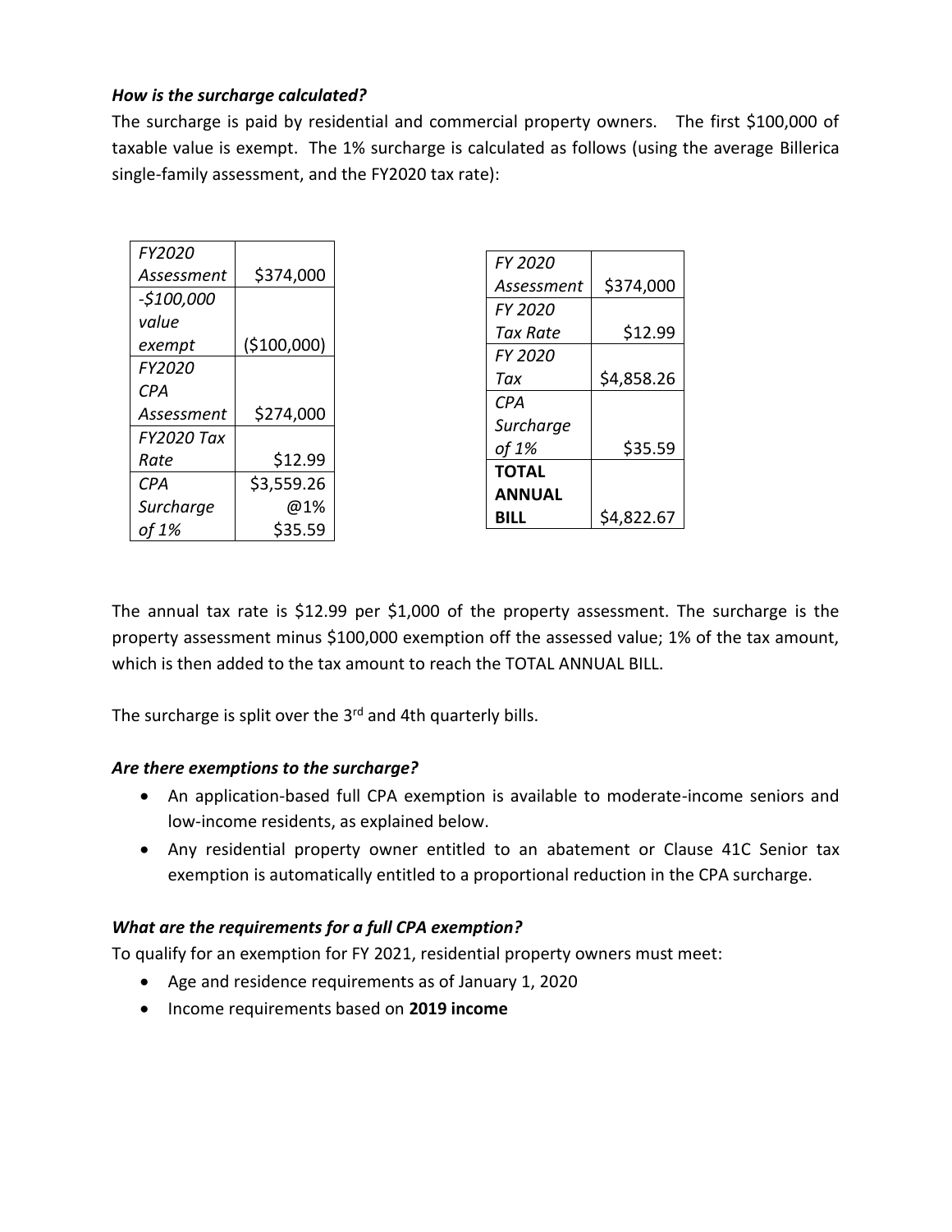***How is the surcharge calculated?***

The surcharge is paid by residential and commercial property owners. The first $100,000 of taxable value is exempt. The 1% surcharge is calculated as follows (using the average Billerica single-family assessment, and the FY2020 tax rate):

| *FY2020 Assessment* | $374,000 |
|---|---|
| *-$100,000 value exempt* | ($100,000) |
| *FY2020 CPA Assessment* | $274,000 |
| *FY2020 Tax Rate* | $12.99 |
| *CPA Surcharge of 1%* | $3,559.26 @1% $35.59 |

| *FY 2020 Assessment* | $374,000 |
|---|---|
| *FY 2020 Tax Rate* | $12.99 |
| *FY 2020 Tax* | $4,858.26 |
| *CPA Surcharge of 1%* | $35.59 |
| **TOTAL ANNUAL BILL** | $4,822.67 |

The annual tax rate is $12.99 per $1,000 of the property assessment. The surcharge is the property assessment minus $100,000 exemption off the assessed value; 1% of the tax amount, which is then added to the tax amount to reach the TOTAL ANNUAL BILL.

The surcharge is split over the 3rd and 4th quarterly bills.

***Are there exemptions to the surcharge?***

- An application-based full CPA exemption is available to moderate-income seniors and low-income residents, as explained below.
- Any residential property owner entitled to an abatement or Clause 41C Senior tax exemption is automatically entitled to a proportional reduction in the CPA surcharge.

***What are the requirements for a full CPA exemption?***

To qualify for an exemption for FY 2021, residential property owners must meet:

- Age and residence requirements as of January 1, 2020
- Income requirements based on **2019 income**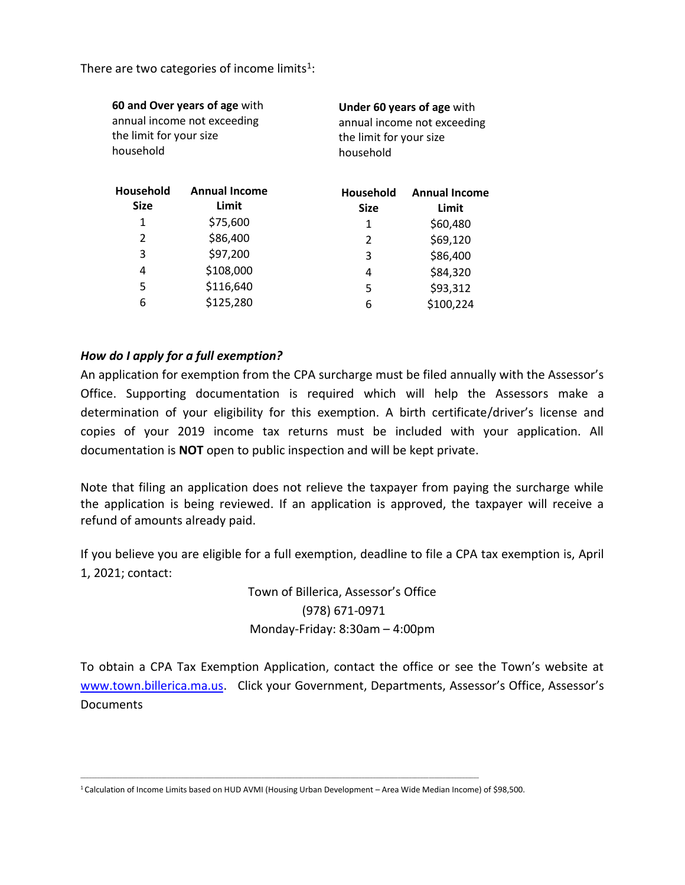There are two categories of income limits[1]:

**60 and Over years of age** with annual income not exceeding the limit for your size household

| Household Size | Annual Income Limit |
|---|---|
| 1 | $75,600 |
| 2 | $86,400 |
| 3 | $97,200 |
| 4 | $108,000 |
| 5 | $116,640 |
| 6 | $125,280 |

**Under 60 years of age** with annual income not exceeding the limit for your size household

| Household Size | Annual Income Limit |
|---|---|
| 1 | $60,480 |
| 2 | $69,120 |
| 3 | $86,400 |
| 4 | $84,320 |
| 5 | $93,312 |
| 6 | $100,224 |

### *How do I apply for a full exemption?*

An application for exemption from the CPA surcharge must be filed annually with the Assessor's Office. Supporting documentation is required which will help the Assessors make a determination of your eligibility for this exemption. A birth certificate/driver's license and copies of your 2019 income tax returns must be included with your application. All documentation is **NOT** open to public inspection and will be kept private.

Note that filing an application does not relieve the taxpayer from paying the surcharge while the application is being reviewed. If an application is approved, the taxpayer will receive a refund of amounts already paid.

If you believe you are eligible for a full exemption, deadline to file a CPA tax exemption is, April 1, 2021; contact:

Town of Billerica, Assessor's Office
(978) 671-0971
Monday-Friday: 8:30am – 4:00pm

To obtain a CPA Tax Exemption Application, contact the office or see the Town's website at www.town.billerica.ma.us. Click your Government, Departments, Assessor's Office, Assessor's Documents

[1] Calculation of Income Limits based on HUD AVMI (Housing Urban Development – Area Wide Median Income) of $98,500.